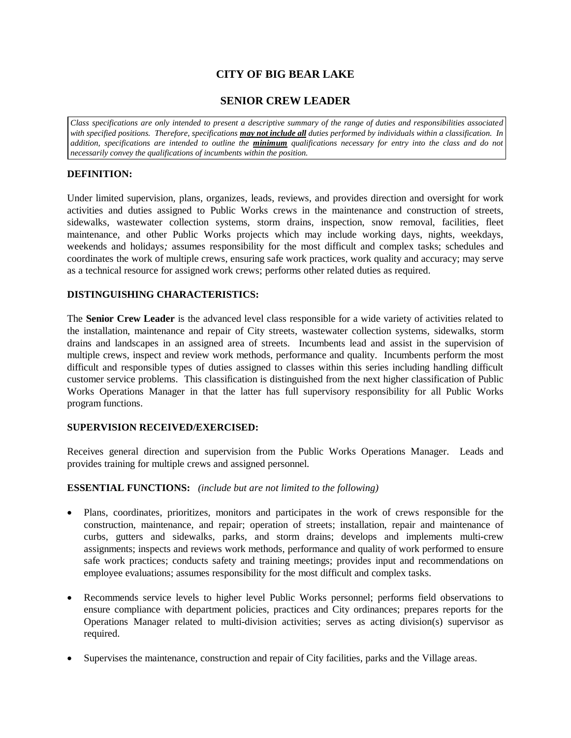# CITY OF BIG BEAR LAKE

## SENIOR CREW LEADER

*Class specifications are only intended to present a descriptive summary of the range of duties and responsibilities associated with specified positions. Therefore, specifications **may not include all** duties performed by individuals within a classification. In addition, specifications are intended to outline the **minimum** qualifications necessary for entry into the class and do not necessarily convey the qualifications of incumbents within the position.*

### DEFINITION:

Under limited supervision, plans, organizes, leads, reviews, and provides direction and oversight for work activities and duties assigned to Public Works crews in the maintenance and construction of streets, sidewalks, wastewater collection systems, storm drains, inspection, snow removal, facilities, fleet maintenance, and other Public Works projects which may include working days, nights, weekdays, weekends and holidays*;* assumes responsibility for the most difficult and complex tasks; schedules and coordinates the work of multiple crews, ensuring safe work practices, work quality and accuracy; may serve as a technical resource for assigned work crews; performs other related duties as required.

### DISTINGUISHING CHARACTERISTICS:

The **Senior Crew Leader** is the advanced level class responsible for a wide variety of activities related to the installation, maintenance and repair of City streets, wastewater collection systems, sidewalks, storm drains and landscapes in an assigned area of streets. Incumbents lead and assist in the supervision of multiple crews, inspect and review work methods, performance and quality. Incumbents perform the most difficult and responsible types of duties assigned to classes within this series including handling difficult customer service problems. This classification is distinguished from the next higher classification of Public Works Operations Manager in that the latter has full supervisory responsibility for all Public Works program functions.

### SUPERVISION RECEIVED/EXERCISED:

Receives general direction and supervision from the Public Works Operations Manager. Leads and provides training for multiple crews and assigned personnel.

### ESSENTIAL FUNCTIONS: *(include but are not limited to the following)*

- Plans, coordinates, prioritizes, monitors and participates in the work of crews responsible for the construction, maintenance, and repair; operation of streets; installation, repair and maintenance of curbs, gutters and sidewalks, parks, and storm drains; develops and implements multi-crew assignments; inspects and reviews work methods, performance and quality of work performed to ensure safe work practices; conducts safety and training meetings; provides input and recommendations on employee evaluations; assumes responsibility for the most difficult and complex tasks.

- Recommends service levels to higher level Public Works personnel; performs field observations to ensure compliance with department policies, practices and City ordinances; prepares reports for the Operations Manager related to multi-division activities; serves as acting division(s) supervisor as required.

- Supervises the maintenance, construction and repair of City facilities, parks and the Village areas.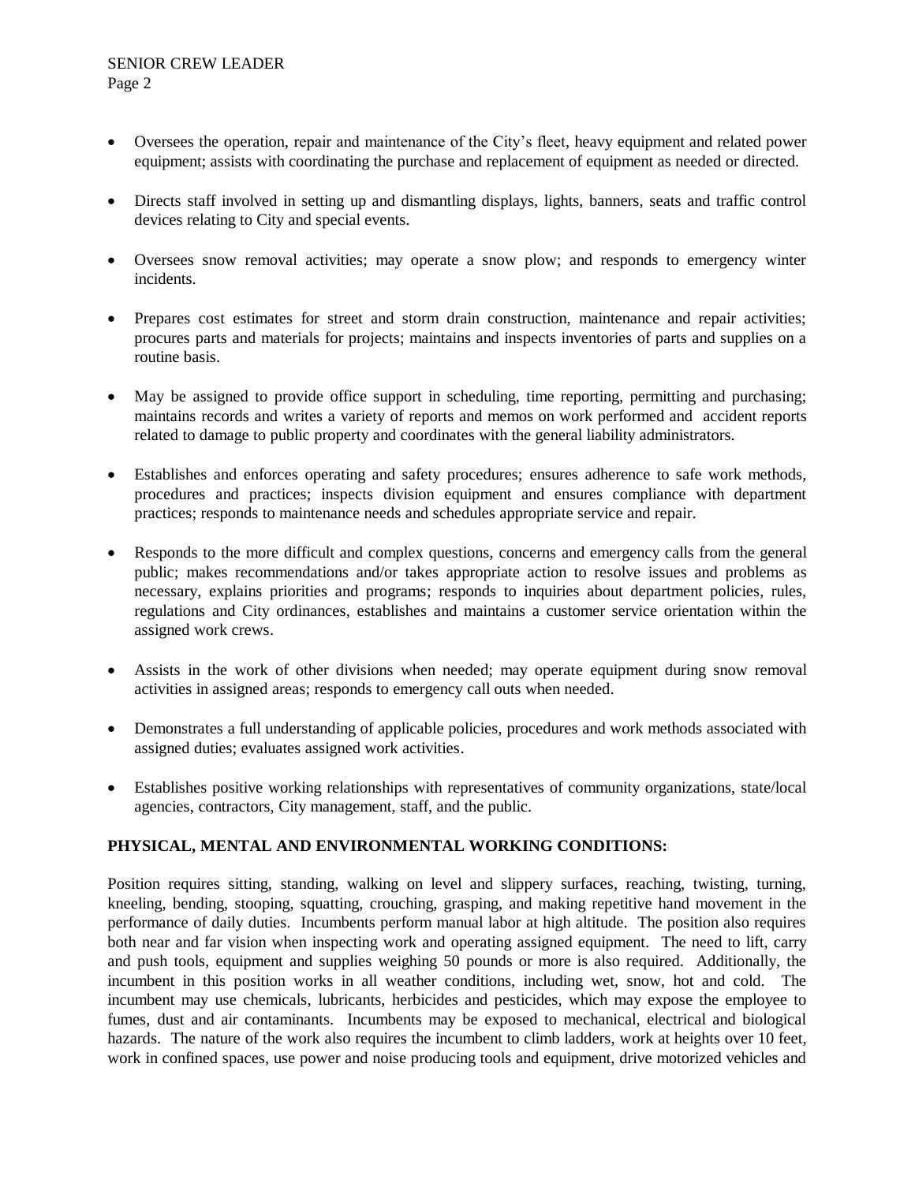- Oversees the operation, repair and maintenance of the City's fleet, heavy equipment and related power equipment; assists with coordinating the purchase and replacement of equipment as needed or directed.

- Directs staff involved in setting up and dismantling displays, lights, banners, seats and traffic control devices relating to City and special events.

- Oversees snow removal activities; may operate a snow plow; and responds to emergency winter incidents.

- Prepares cost estimates for street and storm drain construction, maintenance and repair activities; procures parts and materials for projects; maintains and inspects inventories of parts and supplies on a routine basis.

- May be assigned to provide office support in scheduling, time reporting, permitting and purchasing; maintains records and writes a variety of reports and memos on work performed and accident reports related to damage to public property and coordinates with the general liability administrators.

- Establishes and enforces operating and safety procedures; ensures adherence to safe work methods, procedures and practices; inspects division equipment and ensures compliance with department practices; responds to maintenance needs and schedules appropriate service and repair.

- Responds to the more difficult and complex questions, concerns and emergency calls from the general public; makes recommendations and/or takes appropriate action to resolve issues and problems as necessary, explains priorities and programs; responds to inquiries about department policies, rules, regulations and City ordinances, establishes and maintains a customer service orientation within the assigned work crews.

- Assists in the work of other divisions when needed; may operate equipment during snow removal activities in assigned areas; responds to emergency call outs when needed.

- Demonstrates a full understanding of applicable policies, procedures and work methods associated with assigned duties; evaluates assigned work activities.

- Establishes positive working relationships with representatives of community organizations, state/local agencies, contractors, City management, staff, and the public.

**PHYSICAL, MENTAL AND ENVIRONMENTAL WORKING CONDITIONS:**

Position requires sitting, standing, walking on level and slippery surfaces, reaching, twisting, turning, kneeling, bending, stooping, squatting, crouching, grasping, and making repetitive hand movement in the performance of daily duties. Incumbents perform manual labor at high altitude. The position also requires both near and far vision when inspecting work and operating assigned equipment. The need to lift, carry and push tools, equipment and supplies weighing 50 pounds or more is also required. Additionally, the incumbent in this position works in all weather conditions, including wet, snow, hot and cold. The incumbent may use chemicals, lubricants, herbicides and pesticides, which may expose the employee to fumes, dust and air contaminants. Incumbents may be exposed to mechanical, electrical and biological hazards. The nature of the work also requires the incumbent to climb ladders, work at heights over 10 feet, work in confined spaces, use power and noise producing tools and equipment, drive motorized vehicles and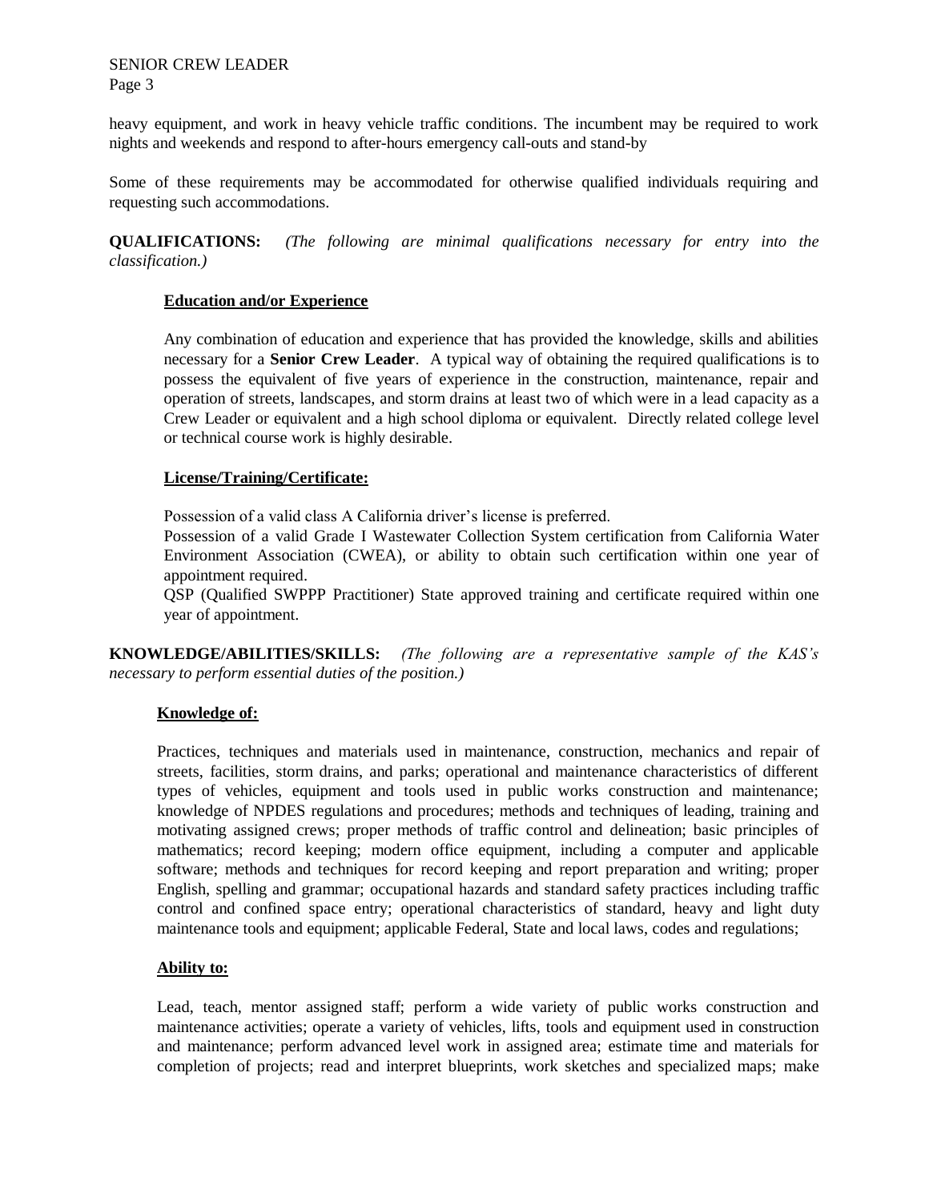heavy equipment, and work in heavy vehicle traffic conditions. The incumbent may be required to work nights and weekends and respond to after-hours emergency call-outs and stand-by

Some of these requirements may be accommodated for otherwise qualified individuals requiring and requesting such accommodations.

**QUALIFICATIONS:** *(The following are minimal qualifications necessary for entry into the classification.)*

**Education and/or Experience**

Any combination of education and experience that has provided the knowledge, skills and abilities necessary for a **Senior Crew Leader**. A typical way of obtaining the required qualifications is to possess the equivalent of five years of experience in the construction, maintenance, repair and operation of streets, landscapes, and storm drains at least two of which were in a lead capacity as a Crew Leader or equivalent and a high school diploma or equivalent. Directly related college level or technical course work is highly desirable.

**License/Training/Certificate:**

Possession of a valid class A California driver's license is preferred.
Possession of a valid Grade I Wastewater Collection System certification from California Water Environment Association (CWEA), or ability to obtain such certification within one year of appointment required.
QSP (Qualified SWPPP Practitioner) State approved training and certificate required within one year of appointment.

**KNOWLEDGE/ABILITIES/SKILLS:** *(The following are a representative sample of the KAS's necessary to perform essential duties of the position.)*

**Knowledge of:**

Practices, techniques and materials used in maintenance, construction, mechanics and repair of streets, facilities, storm drains, and parks; operational and maintenance characteristics of different types of vehicles, equipment and tools used in public works construction and maintenance; knowledge of NPDES regulations and procedures; methods and techniques of leading, training and motivating assigned crews; proper methods of traffic control and delineation; basic principles of mathematics; record keeping; modern office equipment, including a computer and applicable software; methods and techniques for record keeping and report preparation and writing; proper English, spelling and grammar; occupational hazards and standard safety practices including traffic control and confined space entry; operational characteristics of standard, heavy and light duty maintenance tools and equipment; applicable Federal, State and local laws, codes and regulations;

**Ability to:**

Lead, teach, mentor assigned staff; perform a wide variety of public works construction and maintenance activities; operate a variety of vehicles, lifts, tools and equipment used in construction and maintenance; perform advanced level work in assigned area; estimate time and materials for completion of projects; read and interpret blueprints, work sketches and specialized maps; make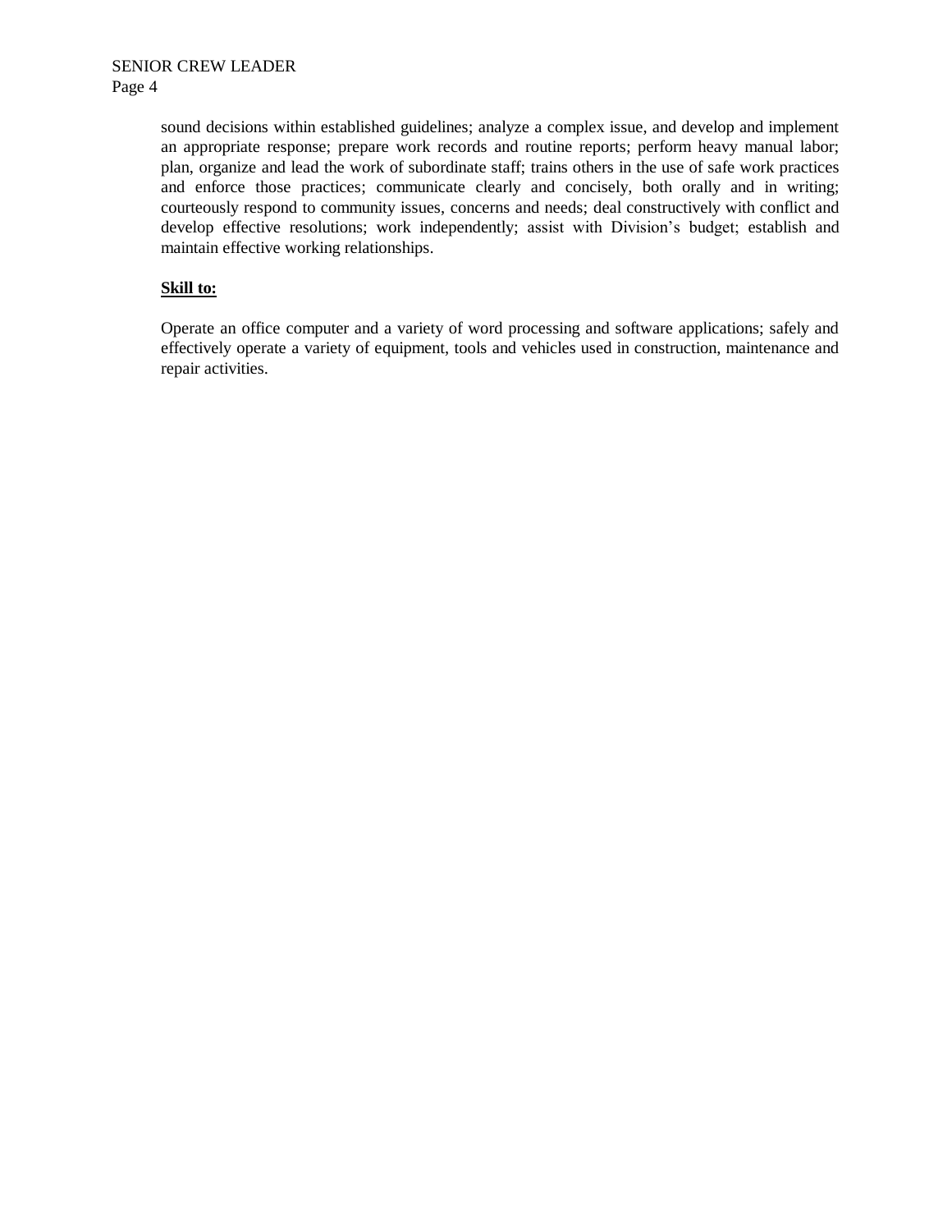sound decisions within established guidelines; analyze a complex issue, and develop and implement an appropriate response; prepare work records and routine reports; perform heavy manual labor; plan, organize and lead the work of subordinate staff; trains others in the use of safe work practices and enforce those practices; communicate clearly and concisely, both orally and in writing; courteously respond to community issues, concerns and needs; deal constructively with conflict and develop effective resolutions; work independently; assist with Division's budget; establish and maintain effective working relationships.

**Skill to:**

Operate an office computer and a variety of word processing and software applications; safely and effectively operate a variety of equipment, tools and vehicles used in construction, maintenance and repair activities.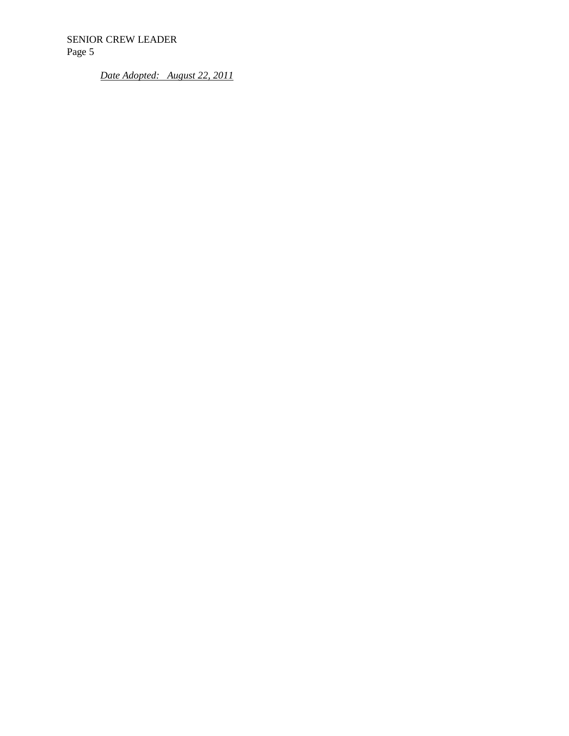*Date Adopted: August 22, 2011*